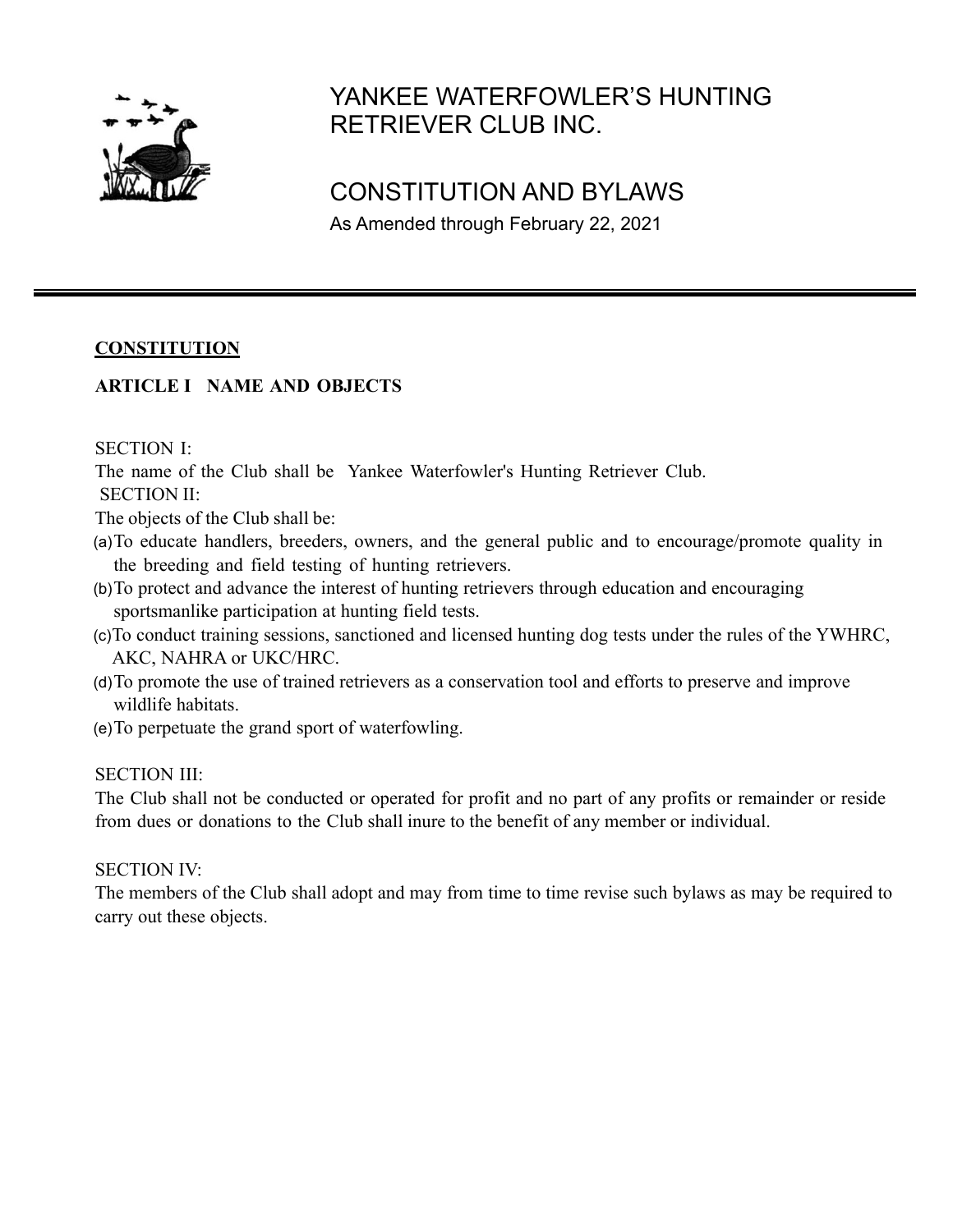# YANKEE WATERFOWLER'S HUNTING RETRIEVER CLUB INC.

# CONSTITUTION AND BYLAWS

As Amended through February 22, 2021

---

## CONSTITUTION

### ARTICLE I NAME AND OBJECTS

SECTION I:

The name of the Club shall be Yankee Waterfowler's Hunting Retriever Club.

SECTION II:

The objects of the Club shall be:

(a) To educate handlers, breeders, owners, and the general public and to encourage/promote quality in the breeding and field testing of hunting retrievers.

(b) To protect and advance the interest of hunting retrievers through education and encouraging sportsmanlike participation at hunting field tests.

(c) To conduct training sessions, sanctioned and licensed hunting dog tests under the rules of the YWHRC, AKC, NAHRA or UKC/HRC.

(d) To promote the use of trained retrievers as a conservation tool and efforts to preserve and improve wildlife habitats.

(e) To perpetuate the grand sport of waterfowling.

SECTION III:

The Club shall not be conducted or operated for profit and no part of any profits or remainder or reside from dues or donations to the Club shall inure to the benefit of any member or individual.

SECTION IV:

The members of the Club shall adopt and may from time to time revise such bylaws as may be required to carry out these objects.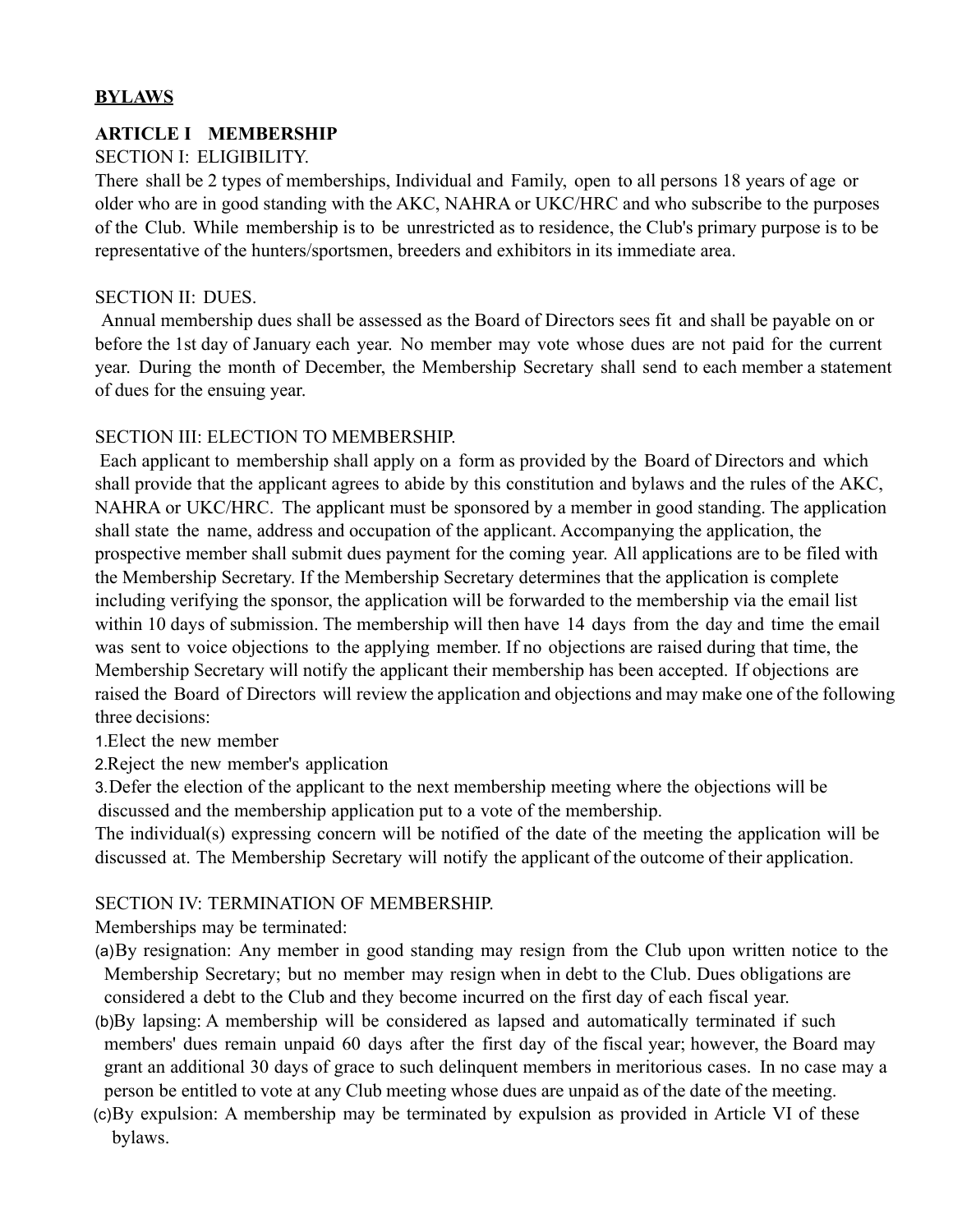## BYLAWS

### ARTICLE I MEMBERSHIP

SECTION I: ELIGIBILITY.

There shall be 2 types of memberships, Individual and Family, open to all persons 18 years of age or older who are in good standing with the AKC, NAHRA or UKC/HRC and who subscribe to the purposes of the Club. While membership is to be unrestricted as to residence, the Club's primary purpose is to be representative of the hunters/sportsmen, breeders and exhibitors in its immediate area.

SECTION II: DUES.

Annual membership dues shall be assessed as the Board of Directors sees fit and shall be payable on or before the 1st day of January each year. No member may vote whose dues are not paid for the current year. During the month of December, the Membership Secretary shall send to each member a statement of dues for the ensuing year.

SECTION III: ELECTION TO MEMBERSHIP.

Each applicant to membership shall apply on a form as provided by the Board of Directors and which shall provide that the applicant agrees to abide by this constitution and bylaws and the rules of the AKC, NAHRA or UKC/HRC. The applicant must be sponsored by a member in good standing. The application shall state the name, address and occupation of the applicant. Accompanying the application, the prospective member shall submit dues payment for the coming year. All applications are to be filed with the Membership Secretary. If the Membership Secretary determines that the application is complete including verifying the sponsor, the application will be forwarded to the membership via the email list within 10 days of submission. The membership will then have 14 days from the day and time the email was sent to voice objections to the applying member. If no objections are raised during that time, the Membership Secretary will notify the applicant their membership has been accepted. If objections are raised the Board of Directors will review the application and objections and may make one of the following three decisions:

1. Elect the new member
2. Reject the new member's application
3. Defer the election of the applicant to the next membership meeting where the objections will be discussed and the membership application put to a vote of the membership.

The individual(s) expressing concern will be notified of the date of the meeting the application will be discussed at. The Membership Secretary will notify the applicant of the outcome of their application.

SECTION IV: TERMINATION OF MEMBERSHIP.

Memberships may be terminated:

(a) By resignation: Any member in good standing may resign from the Club upon written notice to the Membership Secretary; but no member may resign when in debt to the Club. Dues obligations are considered a debt to the Club and they become incurred on the first day of each fiscal year.

(b) By lapsing: A membership will be considered as lapsed and automatically terminated if such members' dues remain unpaid 60 days after the first day of the fiscal year; however, the Board may grant an additional 30 days of grace to such delinquent members in meritorious cases. In no case may a person be entitled to vote at any Club meeting whose dues are unpaid as of the date of the meeting.

(c) By expulsion: A membership may be terminated by expulsion as provided in Article VI of these bylaws.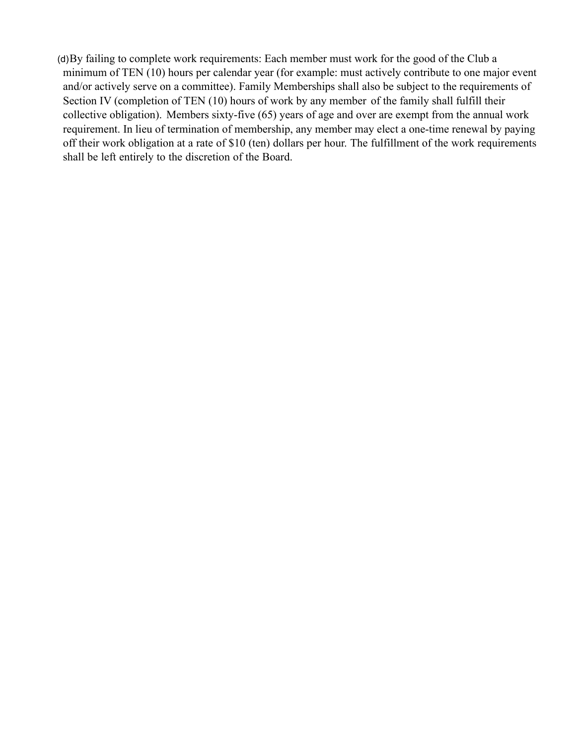(d)By failing to complete work requirements: Each member must work for the good of the Club a minimum of TEN (10) hours per calendar year (for example: must actively contribute to one major event and/or actively serve on a committee). Family Memberships shall also be subject to the requirements of Section IV (completion of TEN (10) hours of work by any member of the family shall fulfill their collective obligation). Members sixty-five (65) years of age and over are exempt from the annual work requirement. In lieu of termination of membership, any member may elect a one-time renewal by paying off their work obligation at a rate of $10 (ten) dollars per hour. The fulfillment of the work requirements shall be left entirely to the discretion of the Board.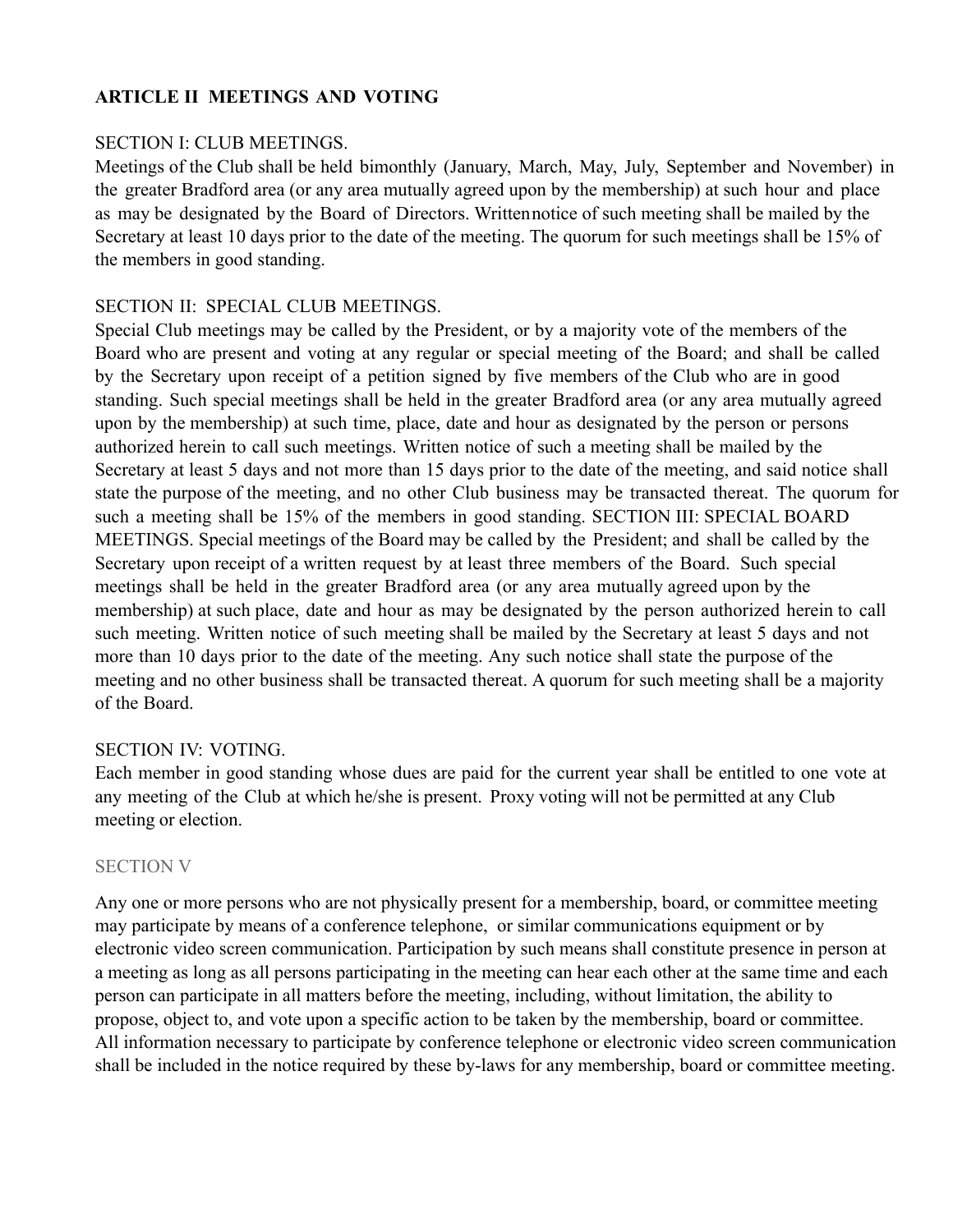**ARTICLE II MEETINGS AND VOTING**

SECTION I: CLUB MEETINGS.
Meetings of the Club shall be held bimonthly (January, March, May, July, September and November) in the greater Bradford area (or any area mutually agreed upon by the membership) at such hour and place as may be designated by the Board of Directors. Writtennotice of such meeting shall be mailed by the Secretary at least 10 days prior to the date of the meeting. The quorum for such meetings shall be 15% of the members in good standing.

SECTION II: SPECIAL CLUB MEETINGS.
Special Club meetings may be called by the President, or by a majority vote of the members of the Board who are present and voting at any regular or special meeting of the Board; and shall be called by the Secretary upon receipt of a petition signed by five members of the Club who are in good standing. Such special meetings shall be held in the greater Bradford area (or any area mutually agreed upon by the membership) at such time, place, date and hour as designated by the person or persons authorized herein to call such meetings. Written notice of such a meeting shall be mailed by the Secretary at least 5 days and not more than 15 days prior to the date of the meeting, and said notice shall state the purpose of the meeting, and no other Club business may be transacted thereat. The quorum for such a meeting shall be 15% of the members in good standing. SECTION III: SPECIAL BOARD MEETINGS. Special meetings of the Board may be called by the President; and shall be called by the Secretary upon receipt of a written request by at least three members of the Board. Such special meetings shall be held in the greater Bradford area (or any area mutually agreed upon by the membership) at such place, date and hour as may be designated by the person authorized herein to call such meeting. Written notice of such meeting shall be mailed by the Secretary at least 5 days and not more than 10 days prior to the date of the meeting. Any such notice shall state the purpose of the meeting and no other business shall be transacted thereat. A quorum for such meeting shall be a majority of the Board.

SECTION IV: VOTING.
Each member in good standing whose dues are paid for the current year shall be entitled to one vote at any meeting of the Club at which he/she is present. Proxy voting will not be permitted at any Club meeting or election.

SECTION V

Any one or more persons who are not physically present for a membership, board, or committee meeting may participate by means of a conference telephone, or similar communications equipment or by electronic video screen communication. Participation by such means shall constitute presence in person at a meeting as long as all persons participating in the meeting can hear each other at the same time and each person can participate in all matters before the meeting, including, without limitation, the ability to propose, object to, and vote upon a specific action to be taken by the membership, board or committee. All information necessary to participate by conference telephone or electronic video screen communication shall be included in the notice required by these by-laws for any membership, board or committee meeting.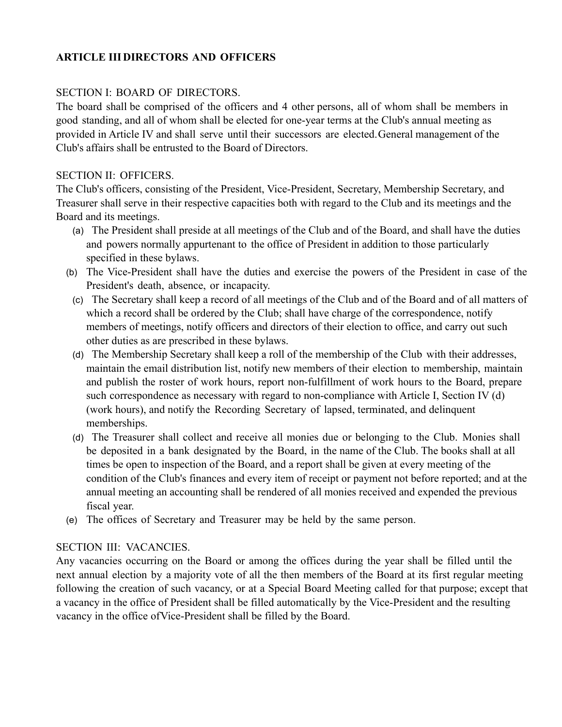**ARTICLE III DIRECTORS AND OFFICERS**

SECTION I: BOARD OF DIRECTORS.

The board shall be comprised of the officers and 4 other persons, all of whom shall be members in good standing, and all of whom shall be elected for one-year terms at the Club's annual meeting as provided in Article IV and shall serve until their successors are elected. General management of the Club's affairs shall be entrusted to the Board of Directors.

SECTION II: OFFICERS.

The Club's officers, consisting of the President, Vice-President, Secretary, Membership Secretary, and Treasurer shall serve in their respective capacities both with regard to the Club and its meetings and the Board and its meetings.

(a) The President shall preside at all meetings of the Club and of the Board, and shall have the duties and powers normally appurtenant to the office of President in addition to those particularly specified in these bylaws.

(b) The Vice-President shall have the duties and exercise the powers of the President in case of the President's death, absence, or incapacity.

(c) The Secretary shall keep a record of all meetings of the Club and of the Board and of all matters of which a record shall be ordered by the Club; shall have charge of the correspondence, notify members of meetings, notify officers and directors of their election to office, and carry out such other duties as are prescribed in these bylaws.

(d) The Membership Secretary shall keep a roll of the membership of the Club with their addresses, maintain the email distribution list, notify new members of their election to membership, maintain and publish the roster of work hours, report non-fulfillment of work hours to the Board, prepare such correspondence as necessary with regard to non-compliance with Article I, Section IV (d) (work hours), and notify the Recording Secretary of lapsed, terminated, and delinquent memberships.

(d) The Treasurer shall collect and receive all monies due or belonging to the Club. Monies shall be deposited in a bank designated by the Board, in the name of the Club. The books shall at all times be open to inspection of the Board, and a report shall be given at every meeting of the condition of the Club's finances and every item of receipt or payment not before reported; and at the annual meeting an accounting shall be rendered of all monies received and expended the previous fiscal year.

(e) The offices of Secretary and Treasurer may be held by the same person.

SECTION III: VACANCIES.

Any vacancies occurring on the Board or among the offices during the year shall be filled until the next annual election by a majority vote of all the then members of the Board at its first regular meeting following the creation of such vacancy, or at a Special Board Meeting called for that purpose; except that a vacancy in the office of President shall be filled automatically by the Vice-President and the resulting vacancy in the office ofVice-President shall be filled by the Board.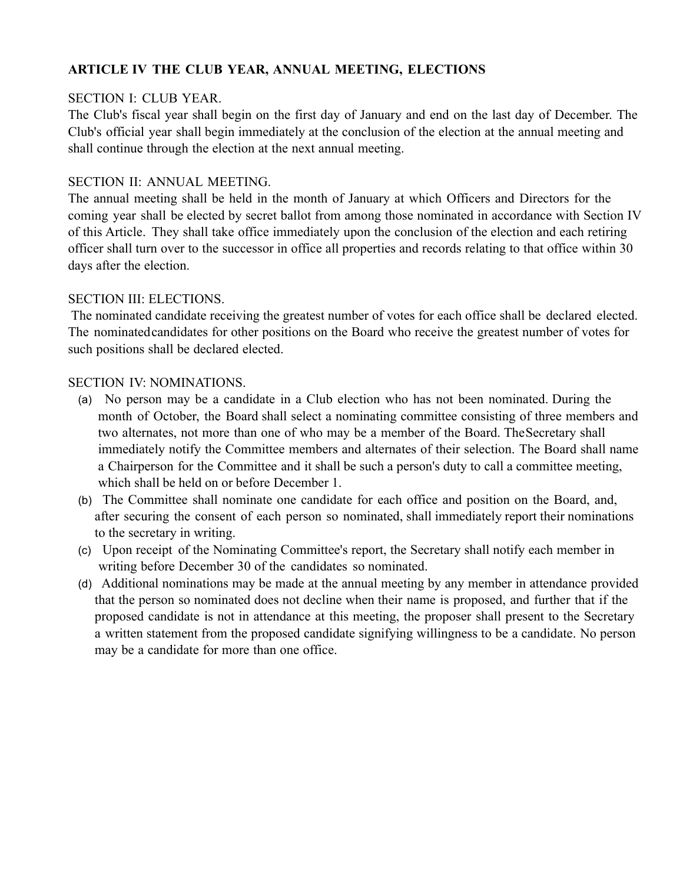**ARTICLE IV THE CLUB YEAR, ANNUAL MEETING, ELECTIONS**

SECTION I: CLUB YEAR.
The Club's fiscal year shall begin on the first day of January and end on the last day of December. The Club's official year shall begin immediately at the conclusion of the election at the annual meeting and shall continue through the election at the next annual meeting.

SECTION II: ANNUAL MEETING.
The annual meeting shall be held in the month of January at which Officers and Directors for the coming year shall be elected by secret ballot from among those nominated in accordance with Section IV of this Article. They shall take office immediately upon the conclusion of the election and each retiring officer shall turn over to the successor in office all properties and records relating to that office within 30 days after the election.

SECTION III: ELECTIONS.
The nominated candidate receiving the greatest number of votes for each office shall be declared elected. The nominatedcandidates for other positions on the Board who receive the greatest number of votes for such positions shall be declared elected.

SECTION IV: NOMINATIONS.

(a) No person may be a candidate in a Club election who has not been nominated. During the month of October, the Board shall select a nominating committee consisting of three members and two alternates, not more than one of who may be a member of the Board. TheSecretary shall immediately notify the Committee members and alternates of their selection. The Board shall name a Chairperson for the Committee and it shall be such a person's duty to call a committee meeting, which shall be held on or before December 1.

(b) The Committee shall nominate one candidate for each office and position on the Board, and, after securing the consent of each person so nominated, shall immediately report their nominations to the secretary in writing.

(c) Upon receipt of the Nominating Committee's report, the Secretary shall notify each member in writing before December 30 of the candidates so nominated.

(d) Additional nominations may be made at the annual meeting by any member in attendance provided that the person so nominated does not decline when their name is proposed, and further that if the proposed candidate is not in attendance at this meeting, the proposer shall present to the Secretary a written statement from the proposed candidate signifying willingness to be a candidate. No person may be a candidate for more than one office.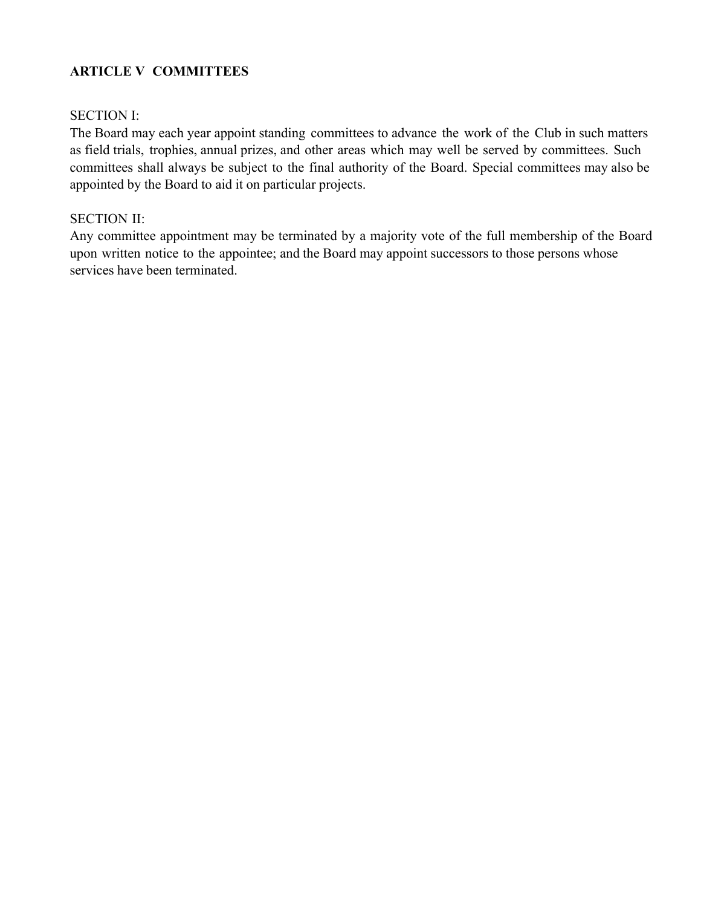## ARTICLE V COMMITTEES

SECTION I:
The Board may each year appoint standing committees to advance the work of the Club in such matters as field trials, trophies, annual prizes, and other areas which may well be served by committees. Such committees shall always be subject to the final authority of the Board. Special committees may also be appointed by the Board to aid it on particular projects.

SECTION II:
Any committee appointment may be terminated by a majority vote of the full membership of the Board upon written notice to the appointee; and the Board may appoint successors to those persons whose services have been terminated.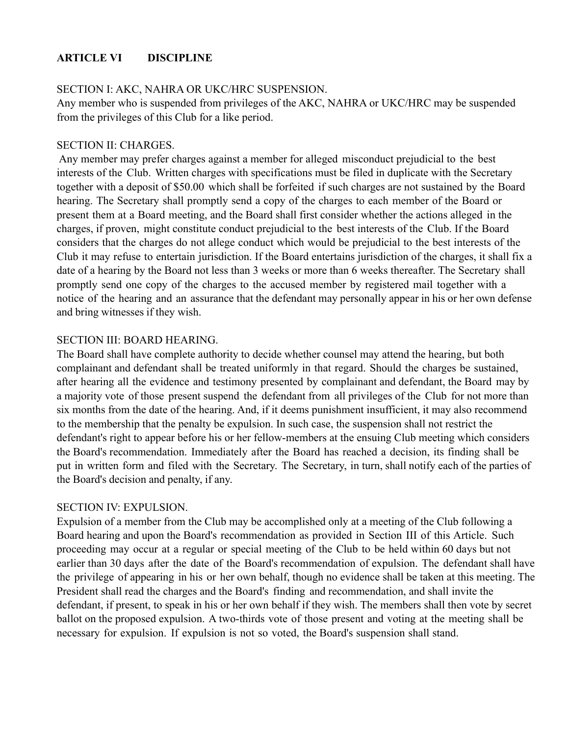## ARTICLE VI DISCIPLINE

SECTION I: AKC, NAHRA OR UKC/HRC SUSPENSION.
Any member who is suspended from privileges of the AKC, NAHRA or UKC/HRC may be suspended from the privileges of this Club for a like period.

SECTION II: CHARGES.
Any member may prefer charges against a member for alleged misconduct prejudicial to the best interests of the Club. Written charges with specifications must be filed in duplicate with the Secretary together with a deposit of $50.00 which shall be forfeited if such charges are not sustained by the Board hearing. The Secretary shall promptly send a copy of the charges to each member of the Board or present them at a Board meeting, and the Board shall first consider whether the actions alleged in the charges, if proven, might constitute conduct prejudicial to the best interests of the Club. If the Board considers that the charges do not allege conduct which would be prejudicial to the best interests of the Club it may refuse to entertain jurisdiction. If the Board entertains jurisdiction of the charges, it shall fix a date of a hearing by the Board not less than 3 weeks or more than 6 weeks thereafter. The Secretary shall promptly send one copy of the charges to the accused member by registered mail together with a notice of the hearing and an assurance that the defendant may personally appear in his or her own defense and bring witnesses if they wish.

SECTION III: BOARD HEARING.
The Board shall have complete authority to decide whether counsel may attend the hearing, but both complainant and defendant shall be treated uniformly in that regard. Should the charges be sustained, after hearing all the evidence and testimony presented by complainant and defendant, the Board may by a majority vote of those present suspend the defendant from all privileges of the Club for not more than six months from the date of the hearing. And, if it deems punishment insufficient, it may also recommend to the membership that the penalty be expulsion. In such case, the suspension shall not restrict the defendant's right to appear before his or her fellow-members at the ensuing Club meeting which considers the Board's recommendation. Immediately after the Board has reached a decision, its finding shall be put in written form and filed with the Secretary. The Secretary, in turn, shall notify each of the parties of the Board's decision and penalty, if any.

SECTION IV: EXPULSION.
Expulsion of a member from the Club may be accomplished only at a meeting of the Club following a Board hearing and upon the Board's recommendation as provided in Section III of this Article. Such proceeding may occur at a regular or special meeting of the Club to be held within 60 days but not earlier than 30 days after the date of the Board's recommendation of expulsion. The defendant shall have the privilege of appearing in his or her own behalf, though no evidence shall be taken at this meeting. The President shall read the charges and the Board's finding and recommendation, and shall invite the defendant, if present, to speak in his or her own behalf if they wish. The members shall then vote by secret ballot on the proposed expulsion. A two-thirds vote of those present and voting at the meeting shall be necessary for expulsion. If expulsion is not so voted, the Board's suspension shall stand.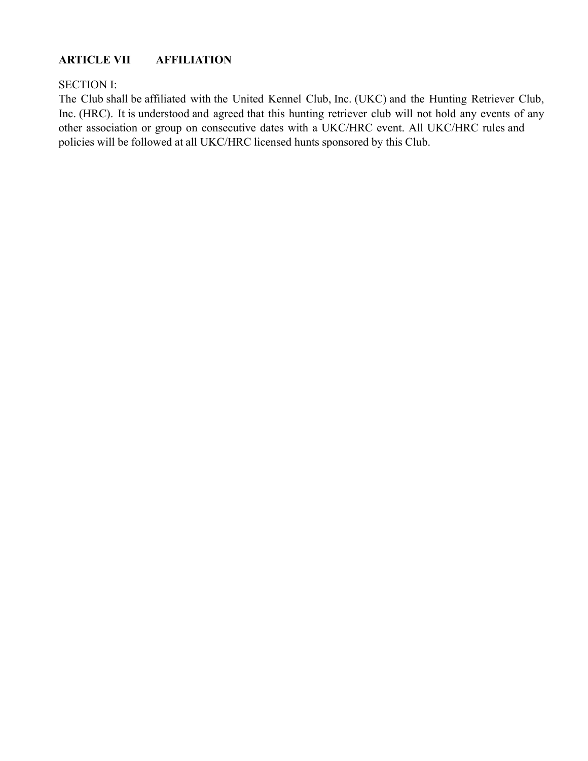## ARTICLE VII AFFILIATION

SECTION I:

The Club shall be affiliated with the United Kennel Club, Inc. (UKC) and the Hunting Retriever Club, Inc. (HRC). It is understood and agreed that this hunting retriever club will not hold any events of any other association or group on consecutive dates with a UKC/HRC event. All UKC/HRC rules and policies will be followed at all UKC/HRC licensed hunts sponsored by this Club.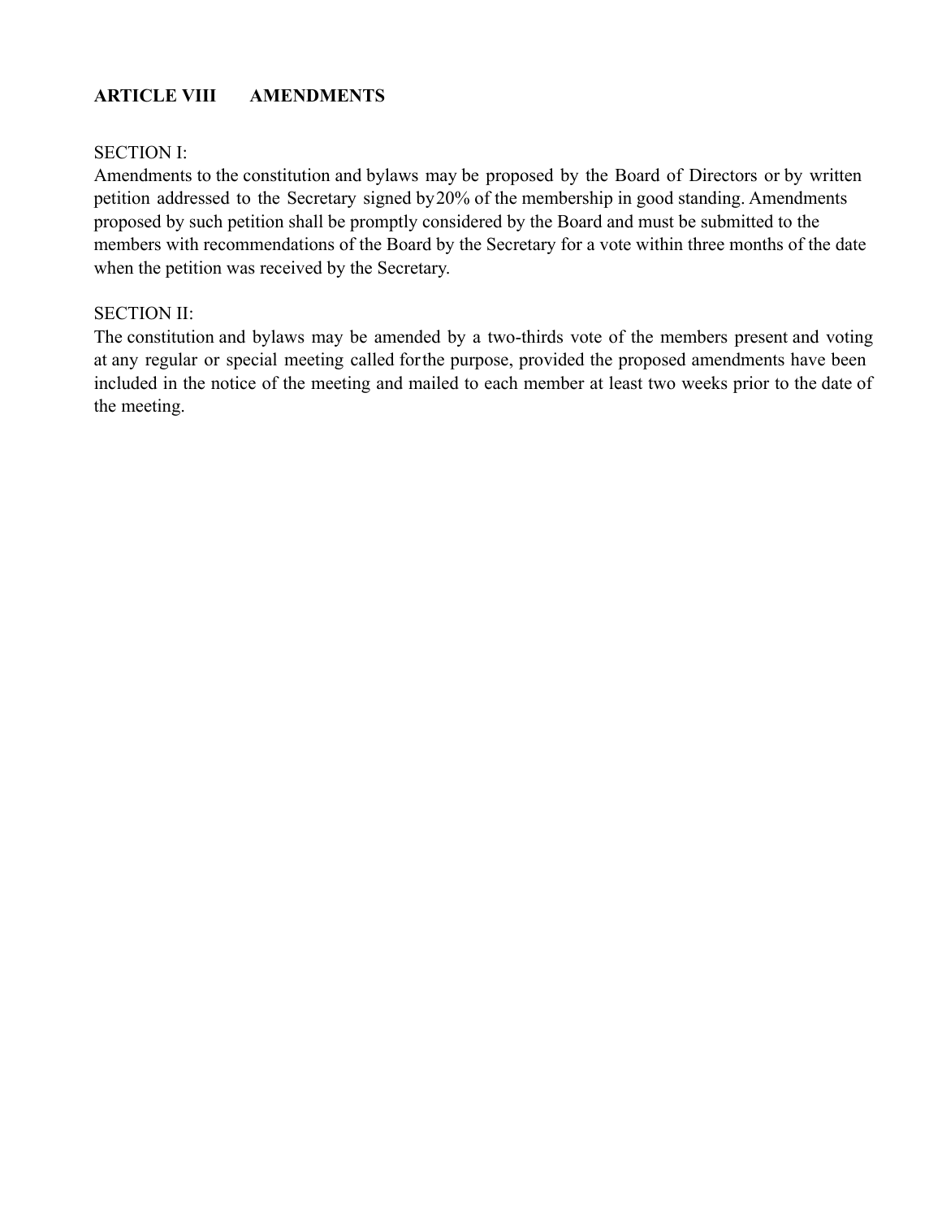## ARTICLE VIII AMENDMENTS

SECTION I:
Amendments to the constitution and bylaws may be proposed by the Board of Directors or by written petition addressed to the Secretary signed by 20% of the membership in good standing. Amendments proposed by such petition shall be promptly considered by the Board and must be submitted to the members with recommendations of the Board by the Secretary for a vote within three months of the date when the petition was received by the Secretary.

SECTION II:
The constitution and bylaws may be amended by a two-thirds vote of the members present and voting at any regular or special meeting called for the purpose, provided the proposed amendments have been included in the notice of the meeting and mailed to each member at least two weeks prior to the date of the meeting.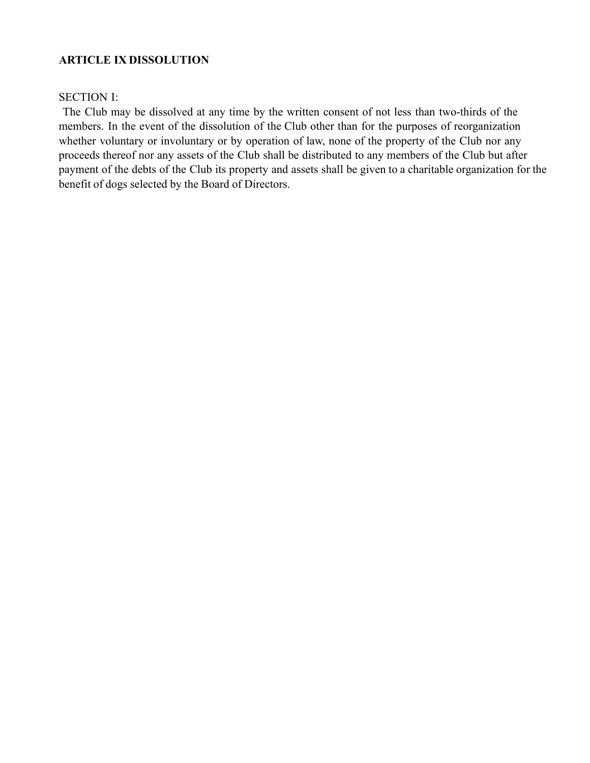## ARTICLE IX DISSOLUTION

SECTION I:

The Club may be dissolved at any time by the written consent of not less than two-thirds of the members. In the event of the dissolution of the Club other than for the purposes of reorganization whether voluntary or involuntary or by operation of law, none of the property of the Club nor any proceeds thereof nor any assets of the Club shall be distributed to any members of the Club but after payment of the debts of the Club its property and assets shall be given to a charitable organization for the benefit of dogs selected by the Board of Directors.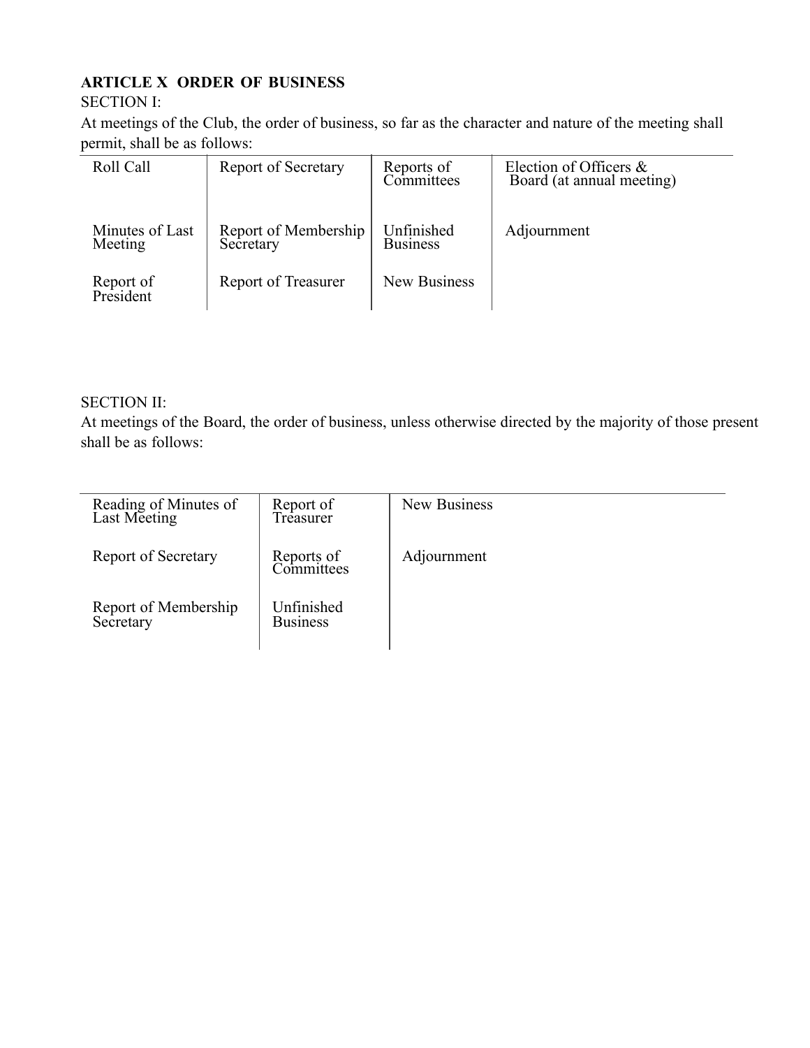**ARTICLE X ORDER OF BUSINESS**

SECTION I:

At meetings of the Club, the order of business, so far as the character and nature of the meeting shall permit, shall be as follows:

| | | | |
|---|---|---|---|
| Roll Call | Report of Secretary | Reports of Committees | Election of Officers & Board (at annual meeting) |
| Minutes of Last Meeting | Report of Membership Secretary | Unfinished Business | Adjournment |
| Report of President | Report of Treasurer | New Business | |

SECTION II:

At meetings of the Board, the order of business, unless otherwise directed by the majority of those present shall be as follows:

| | | |
|---|---|---|
| Reading of Minutes of Last Meeting | Report of Treasurer | New Business |
| Report of Secretary | Reports of Committees | Adjournment |
| Report of Membership Secretary | Unfinished Business | |